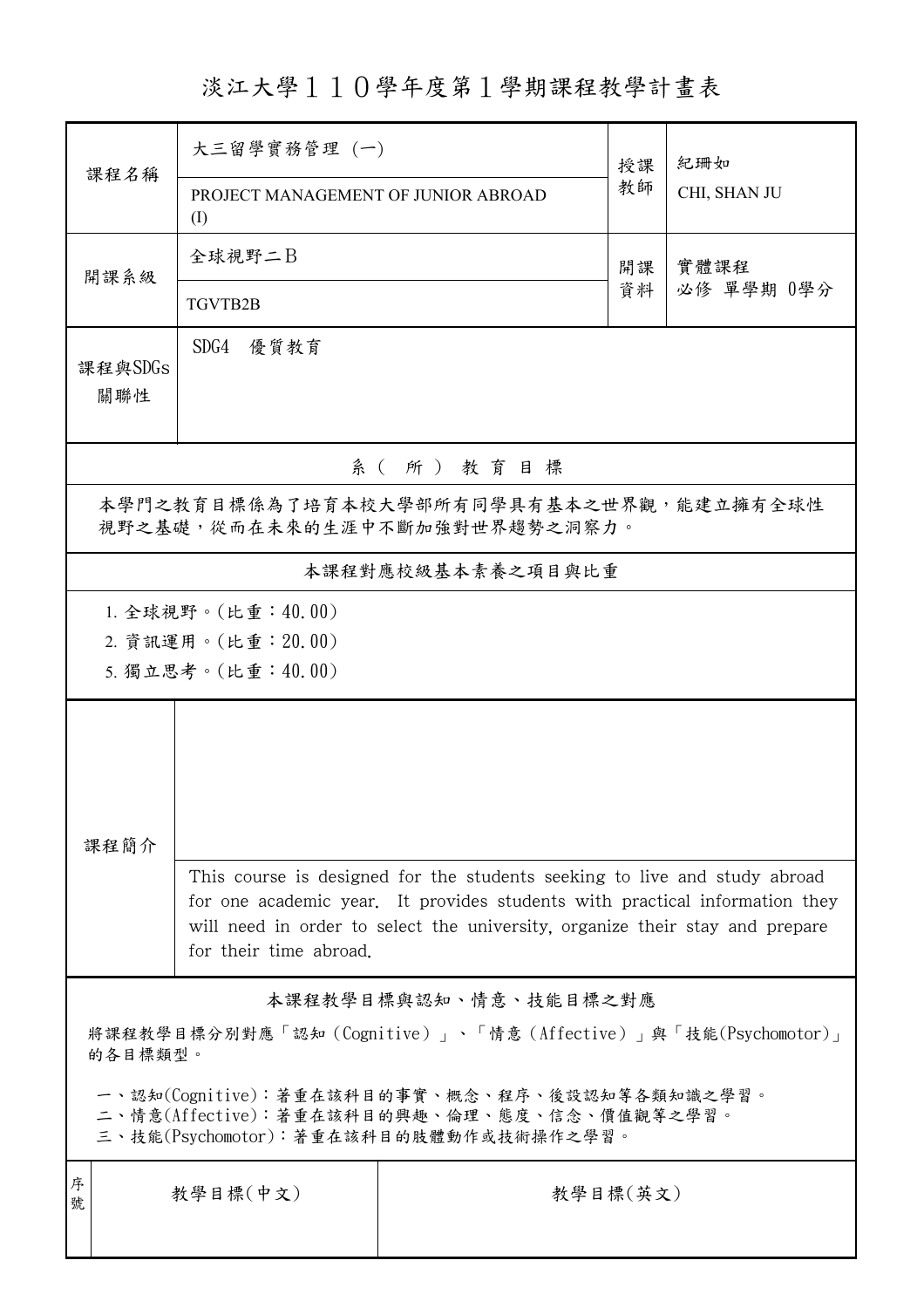# 淡江大學１１０學年度第１學期課程教學計畫表

| 課程名稱 | 大三留學實務管理 (一) | 授課教師 | 紀珊如 |
|---|---|---|---|
| | PROJECT MANAGEMENT OF JUNIOR ABROAD (I) | | CHI, SHAN JU |
| 開課系級 | 全球視野二B | 開課資料 | 實體課程 |
| | TGVTB2B | | 必修 單學期 0學分 |
| 課程與SDGs關聯性 | SDG4　優質教育 | | |

## 系（所）教育目標

本學門之教育目標係為了培育本校大學部所有同學具有基本之世界觀，能建立擁有全球性視野之基礎，從而在未來的生涯中不斷加強對世界趨勢之洞察力。

## 本課程對應校級基本素養之項目與比重

1. 全球視野。(比重：40.00)
2. 資訊運用。(比重：20.00)
5. 獨立思考。(比重：40.00)

## 課程簡介

This course is designed for the students seeking to live and study abroad for one academic year. It provides students with practical information they will need in order to select the university, organize their stay and prepare for their time abroad.

## 本課程教學目標與認知、情意、技能目標之對應

將課程教學目標分別對應「認知（Cognitive）」、「情意（Affective）」與「技能(Psychomotor)」的各目標類型。

一、認知(Cognitive)：著重在該科目的事實、概念、程序、後設認知等各類知識之學習。
二、情意(Affective)：著重在該科目的興趣、倫理、態度、信念、價值觀等之學習。
三、技能(Psychomotor)：著重在該科目的肢體動作或技術操作之學習。

| 序號 | 教學目標(中文) | 教學目標(英文) |
|---|---|---|
| | | |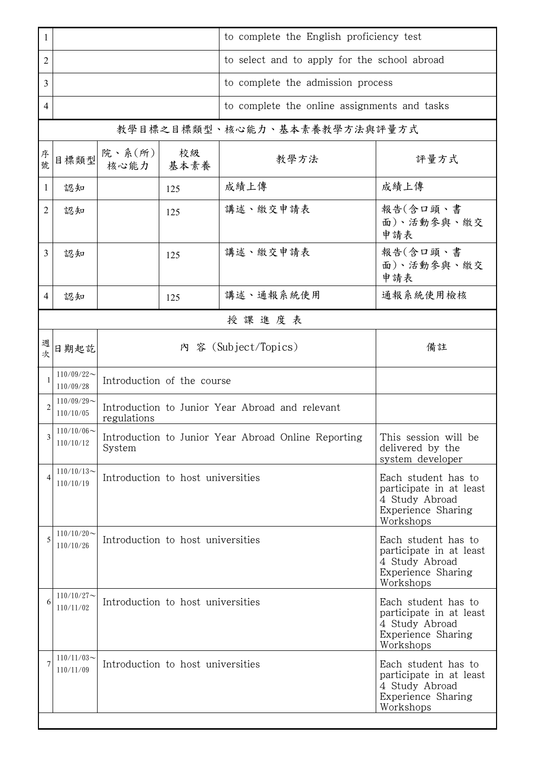| | | | |
|---|---|---|---|
| 1 | | | to complete the English proficiency test |
| 2 | | | to select and to apply for the school abroad |
| 3 | | | to complete the admission process |
| 4 | | | to complete the online assignments and tasks |

## 教學目標之目標類型、核心能力、基本素養教學方法與評量方式

| 序號 | 目標類型 | 院、系(所)核心能力 | 校級基本素養 | 教學方法 | 評量方式 |
|---|---|---|---|---|---|
| 1 | 認知 | | 125 | 成績上傳 | 成績上傳 |
| 2 | 認知 | | 125 | 講述、繳交申請表 | 報告(含口頭、書面)、活動參與、繳交申請表 |
| 3 | 認知 | | 125 | 講述、繳交申請表 | 報告(含口頭、書面)、活動參與、繳交申請表 |
| 4 | 認知 | | 125 | 講述、通報系統使用 | 通報系統使用檢核 |

## 授課進度表

| 週次 | 日期起訖 | 內 容 (Subject/Topics) | 備註 |
|---|---|---|---|
| 1 | 110/09/22～110/09/28 | Introduction of the course | |
| 2 | 110/09/29～110/10/05 | Introduction to Junior Year Abroad and relevant regulations | |
| 3 | 110/10/06～110/10/12 | Introduction to Junior Year Abroad Online Reporting System | This session will be delivered by the system developer |
| 4 | 110/10/13～110/10/19 | Introduction to host universities | Each student has to participate in at least 4 Study Abroad Experience Sharing Workshops |
| 5 | 110/10/20～110/10/26 | Introduction to host universities | Each student has to participate in at least 4 Study Abroad Experience Sharing Workshops |
| 6 | 110/10/27～110/11/02 | Introduction to host universities | Each student has to participate in at least 4 Study Abroad Experience Sharing Workshops |
| 7 | 110/11/03～110/11/09 | Introduction to host universities | Each student has to participate in at least 4 Study Abroad Experience Sharing Workshops |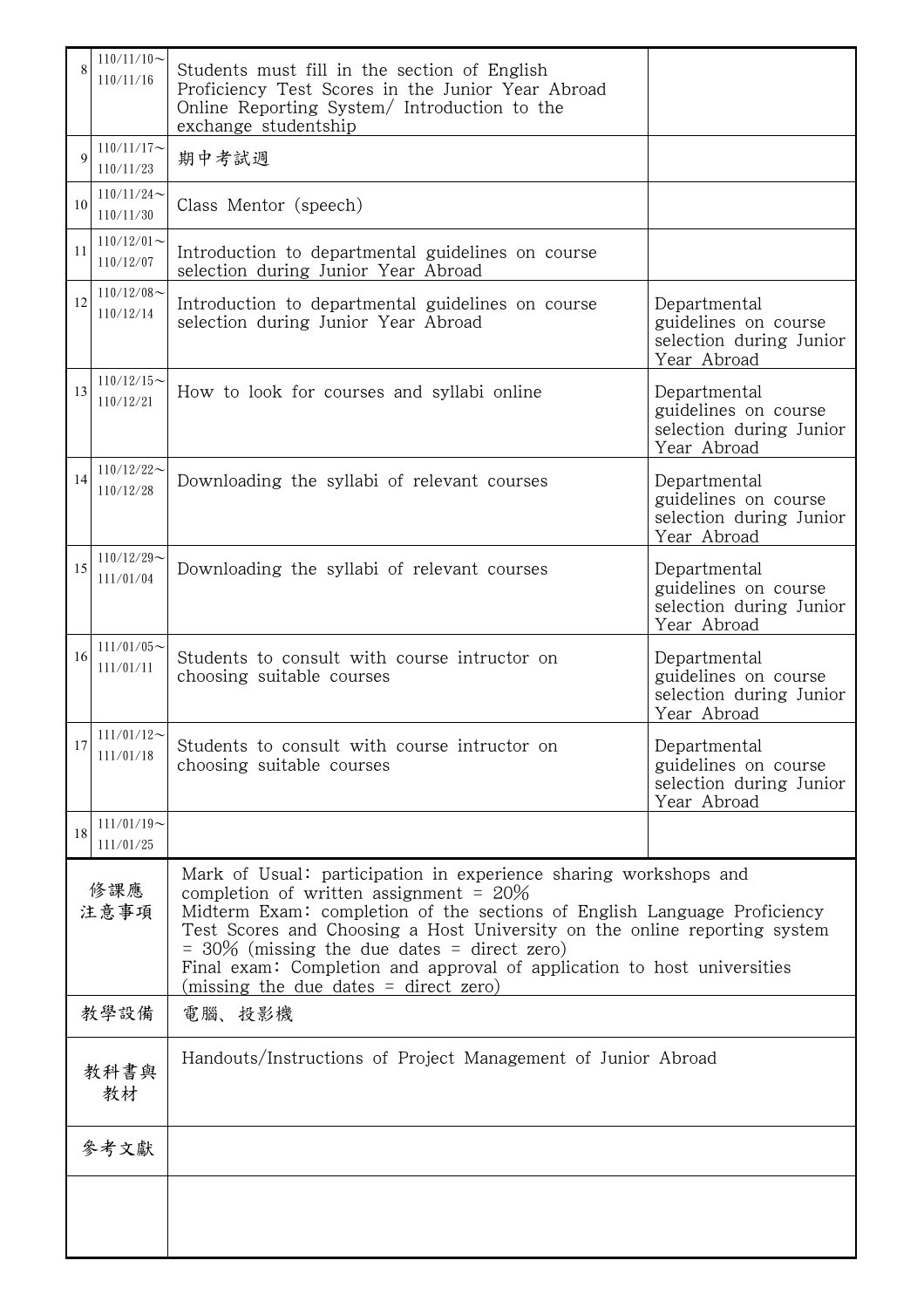| | | | |
|---|---|---|---|
| 8 | 110/11/10～<br>110/11/16 | Students must fill in the section of English Proficiency Test Scores in the Junior Year Abroad Online Reporting System/ Introduction to the exchange studentship | |
| 9 | 110/11/17～<br>110/11/23 | 期中考試週 | |
| 10 | 110/11/24～<br>110/11/30 | Class Mentor (speech) | |
| 11 | 110/12/01～<br>110/12/07 | Introduction to departmental guidelines on course selection during Junior Year Abroad | |
| 12 | 110/12/08～<br>110/12/14 | Introduction to departmental guidelines on course selection during Junior Year Abroad | Departmental guidelines on course selection during Junior Year Abroad |
| 13 | 110/12/15～<br>110/12/21 | How to look for courses and syllabi online | Departmental guidelines on course selection during Junior Year Abroad |
| 14 | 110/12/22～<br>110/12/28 | Downloading the syllabi of relevant courses | Departmental guidelines on course selection during Junior Year Abroad |
| 15 | 110/12/29～<br>111/01/04 | Downloading the syllabi of relevant courses | Departmental guidelines on course selection during Junior Year Abroad |
| 16 | 111/01/05～<br>111/01/11 | Students to consult with course intructor on choosing suitable courses | Departmental guidelines on course selection during Junior Year Abroad |
| 17 | 111/01/12～<br>111/01/18 | Students to consult with course intructor on choosing suitable courses | Departmental guidelines on course selection during Junior Year Abroad |
| 18 | 111/01/19～<br>111/01/25 | | |

| | |
|---|---|
| 修課應注意事項 | Mark of Usual: participation in experience sharing workshops and completion of written assignment = 20%<br>Midterm Exam: completion of the sections of English Language Proficiency Test Scores and Choosing a Host University on the online reporting system = 30% (missing the due dates = direct zero)<br>Final exam: Completion and approval of application to host universities (missing the due dates = direct zero) |
| 教學設備 | 電腦、投影機 |
| 教科書與教材 | Handouts/Instructions of Project Management of Junior Abroad |
| 參考文獻 | |
| | |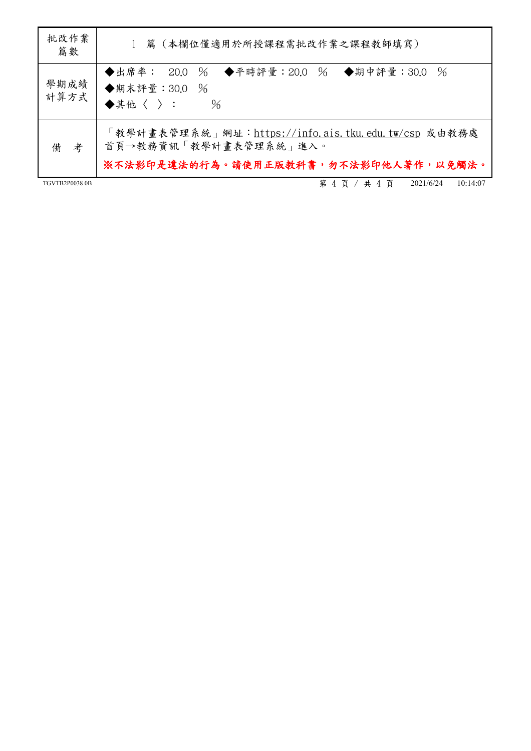| | |
|---|---|
| 批改作業篇數 | 1 篇（本欄位僅適用於所授課程需批改作業之課程教師填寫） |
| 學期成績計算方式 | ◆出席率： 20.0 ％ ◆平時評量：20.0 ％ ◆期中評量：30.0 ％<br>◆期末評量：30.0 ％<br>◆其他〈 〉： ％ |
| 備 考 | 「教學計畫表管理系統」網址：https://info.ais.tku.edu.tw/csp 或由教務處首頁→教務資訊「教學計畫表管理系統」進入。<br>**※不法影印是違法的行為。請使用正版教科書，勿不法影印他人著作，以免觸法。** |

TGVTB2P0038 0B

2021/6/24 10:14:07